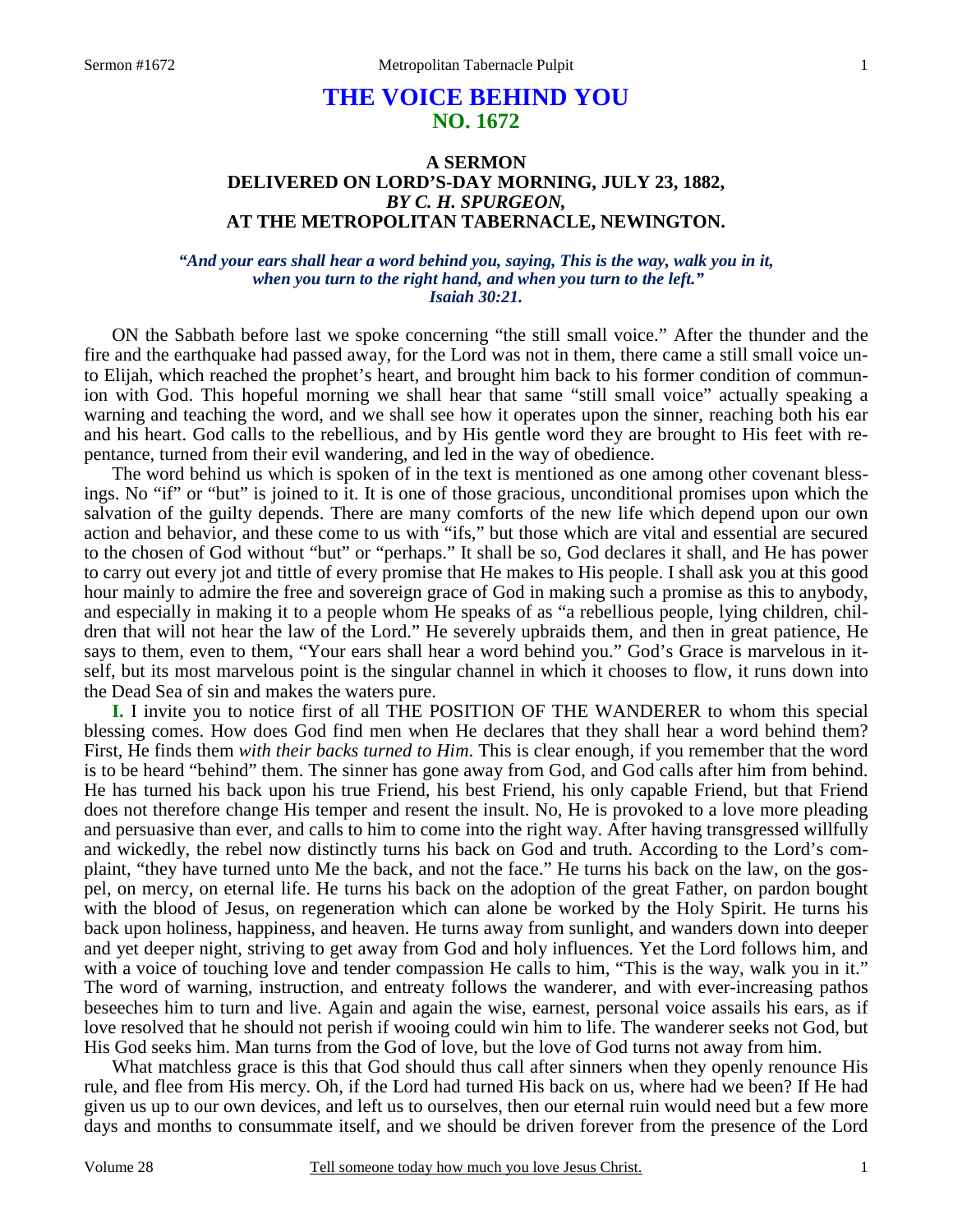# THE VOICE BEHIND YOU
## NO. 1672

### A SERMON
### DELIVERED ON LORD'S-DAY MORNING, JULY 23, 1882,
### *BY C. H. SPURGEON,*
### AT THE METROPOLITAN TABERNACLE, NEWINGTON.

***"And your ears shall hear a word behind you, saying, This is the way, walk you in it, when you turn to the right hand, and when you turn to the left." Isaiah 30:21.***

ON the Sabbath before last we spoke concerning "the still small voice." After the thunder and the fire and the earthquake had passed away, for the Lord was not in them, there came a still small voice unto Elijah, which reached the prophet's heart, and brought him back to his former condition of communion with God. This hopeful morning we shall hear that same "still small voice" actually speaking a warning and teaching the word, and we shall see how it operates upon the sinner, reaching both his ear and his heart. God calls to the rebellious, and by His gentle word they are brought to His feet with repentance, turned from their evil wandering, and led in the way of obedience.

The word behind us which is spoken of in the text is mentioned as one among other covenant blessings. No "if" or "but" is joined to it. It is one of those gracious, unconditional promises upon which the salvation of the guilty depends. There are many comforts of the new life which depend upon our own action and behavior, and these come to us with "ifs," but those which are vital and essential are secured to the chosen of God without "but" or "perhaps." It shall be so, God declares it shall, and He has power to carry out every jot and tittle of every promise that He makes to His people. I shall ask you at this good hour mainly to admire the free and sovereign grace of God in making such a promise as this to anybody, and especially in making it to a people whom He speaks of as "a rebellious people, lying children, children that will not hear the law of the Lord." He severely upbraids them, and then in great patience, He says to them, even to them, "Your ears shall hear a word behind you." God's Grace is marvelous in itself, but its most marvelous point is the singular channel in which it chooses to flow, it runs down into the Dead Sea of sin and makes the waters pure.

**I.** I invite you to notice first of all THE POSITION OF THE WANDERER to whom this special blessing comes. How does God find men when He declares that they shall hear a word behind them? First, He finds them *with their backs turned to Him*. This is clear enough, if you remember that the word is to be heard "behind" them. The sinner has gone away from God, and God calls after him from behind. He has turned his back upon his true Friend, his best Friend, his only capable Friend, but that Friend does not therefore change His temper and resent the insult. No, He is provoked to a love more pleading and persuasive than ever, and calls to him to come into the right way. After having transgressed willfully and wickedly, the rebel now distinctly turns his back on God and truth. According to the Lord's complaint, "they have turned unto Me the back, and not the face." He turns his back on the law, on the gospel, on mercy, on eternal life. He turns his back on the adoption of the great Father, on pardon bought with the blood of Jesus, on regeneration which can alone be worked by the Holy Spirit. He turns his back upon holiness, happiness, and heaven. He turns away from sunlight, and wanders down into deeper and yet deeper night, striving to get away from God and holy influences. Yet the Lord follows him, and with a voice of touching love and tender compassion He calls to him, "This is the way, walk you in it." The word of warning, instruction, and entreaty follows the wanderer, and with ever-increasing pathos beseeches him to turn and live. Again and again the wise, earnest, personal voice assails his ears, as if love resolved that he should not perish if wooing could win him to life. The wanderer seeks not God, but His God seeks him. Man turns from the God of love, but the love of God turns not away from him.

What matchless grace is this that God should thus call after sinners when they openly renounce His rule, and flee from His mercy. Oh, if the Lord had turned His back on us, where had we been? If He had given us up to our own devices, and left us to ourselves, then our eternal ruin would need but a few more days and months to consummate itself, and we should be driven forever from the presence of the Lord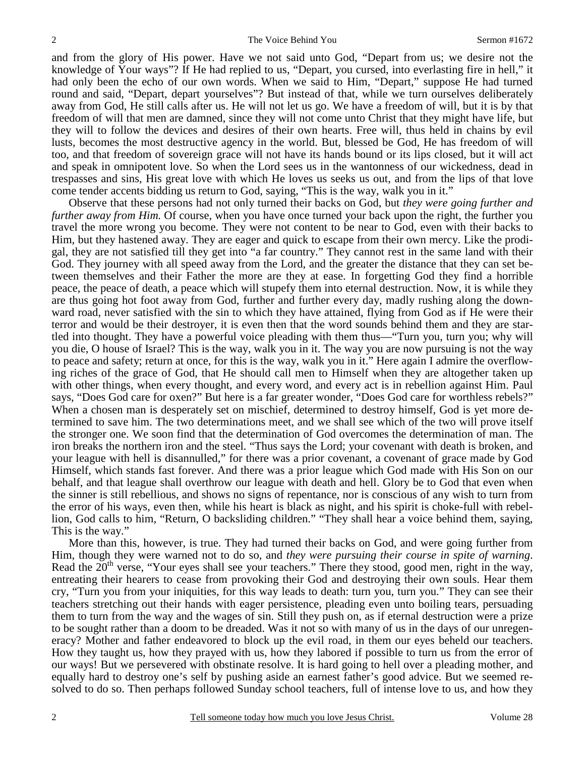and from the glory of His power. Have we not said unto God, "Depart from us; we desire not the knowledge of Your ways"? If He had replied to us, "Depart, you cursed, into everlasting fire in hell," it had only been the echo of our own words. When we said to Him, "Depart," suppose He had turned round and said, "Depart, depart yourselves"? But instead of that, while we turn ourselves deliberately away from God, He still calls after us. He will not let us go. We have a freedom of will, but it is by that freedom of will that men are damned, since they will not come unto Christ that they might have life, but they will to follow the devices and desires of their own hearts. Free will, thus held in chains by evil lusts, becomes the most destructive agency in the world. But, blessed be God, He has freedom of will too, and that freedom of sovereign grace will not have its hands bound or its lips closed, but it will act and speak in omnipotent love. So when the Lord sees us in the wantonness of our wickedness, dead in trespasses and sins, His great love with which He loves us seeks us out, and from the lips of that love come tender accents bidding us return to God, saying, "This is the way, walk you in it."

Observe that these persons had not only turned their backs on God, but *they were going further and further away from Him.* Of course, when you have once turned your back upon the right, the further you travel the more wrong you become. They were not content to be near to God, even with their backs to Him, but they hastened away. They are eager and quick to escape from their own mercy. Like the prodigal, they are not satisfied till they get into "a far country." They cannot rest in the same land with their God. They journey with all speed away from the Lord, and the greater the distance that they can set between themselves and their Father the more are they at ease. In forgetting God they find a horrible peace, the peace of death, a peace which will stupefy them into eternal destruction. Now, it is while they are thus going hot foot away from God, further and further every day, madly rushing along the downward road, never satisfied with the sin to which they have attained, flying from God as if He were their terror and would be their destroyer, it is even then that the word sounds behind them and they are startled into thought. They have a powerful voice pleading with them thus—"Turn you, turn you; why will you die, O house of Israel? This is the way, walk you in it. The way you are now pursuing is not the way to peace and safety; return at once, for this is the way, walk you in it." Here again I admire the overflowing riches of the grace of God, that He should call men to Himself when they are altogether taken up with other things, when every thought, and every word, and every act is in rebellion against Him. Paul says, "Does God care for oxen?" But here is a far greater wonder, "Does God care for worthless rebels?" When a chosen man is desperately set on mischief, determined to destroy himself, God is yet more determined to save him. The two determinations meet, and we shall see which of the two will prove itself the stronger one. We soon find that the determination of God overcomes the determination of man. The iron breaks the northern iron and the steel. "Thus says the Lord; your covenant with death is broken, and your league with hell is disannulled," for there was a prior covenant, a covenant of grace made by God Himself, which stands fast forever. And there was a prior league which God made with His Son on our behalf, and that league shall overthrow our league with death and hell. Glory be to God that even when the sinner is still rebellious, and shows no signs of repentance, nor is conscious of any wish to turn from the error of his ways, even then, while his heart is black as night, and his spirit is choke-full with rebellion, God calls to him, "Return, O backsliding children." "They shall hear a voice behind them, saying, This is the way."

More than this, however, is true. They had turned their backs on God, and were going further from Him, though they were warned not to do so, and *they were pursuing their course in spite of warning*. Read the 20th verse, "Your eyes shall see your teachers." There they stood, good men, right in the way, entreating their hearers to cease from provoking their God and destroying their own souls. Hear them cry, "Turn you from your iniquities, for this way leads to death: turn you, turn you." They can see their teachers stretching out their hands with eager persistence, pleading even unto boiling tears, persuading them to turn from the way and the wages of sin. Still they push on, as if eternal destruction were a prize to be sought rather than a doom to be dreaded. Was it not so with many of us in the days of our unregeneracy? Mother and father endeavored to block up the evil road, in them our eyes beheld our teachers. How they taught us, how they prayed with us, how they labored if possible to turn us from the error of our ways! But we persevered with obstinate resolve. It is hard going to hell over a pleading mother, and equally hard to destroy one's self by pushing aside an earnest father's good advice. But we seemed resolved to do so. Then perhaps followed Sunday school teachers, full of intense love to us, and how they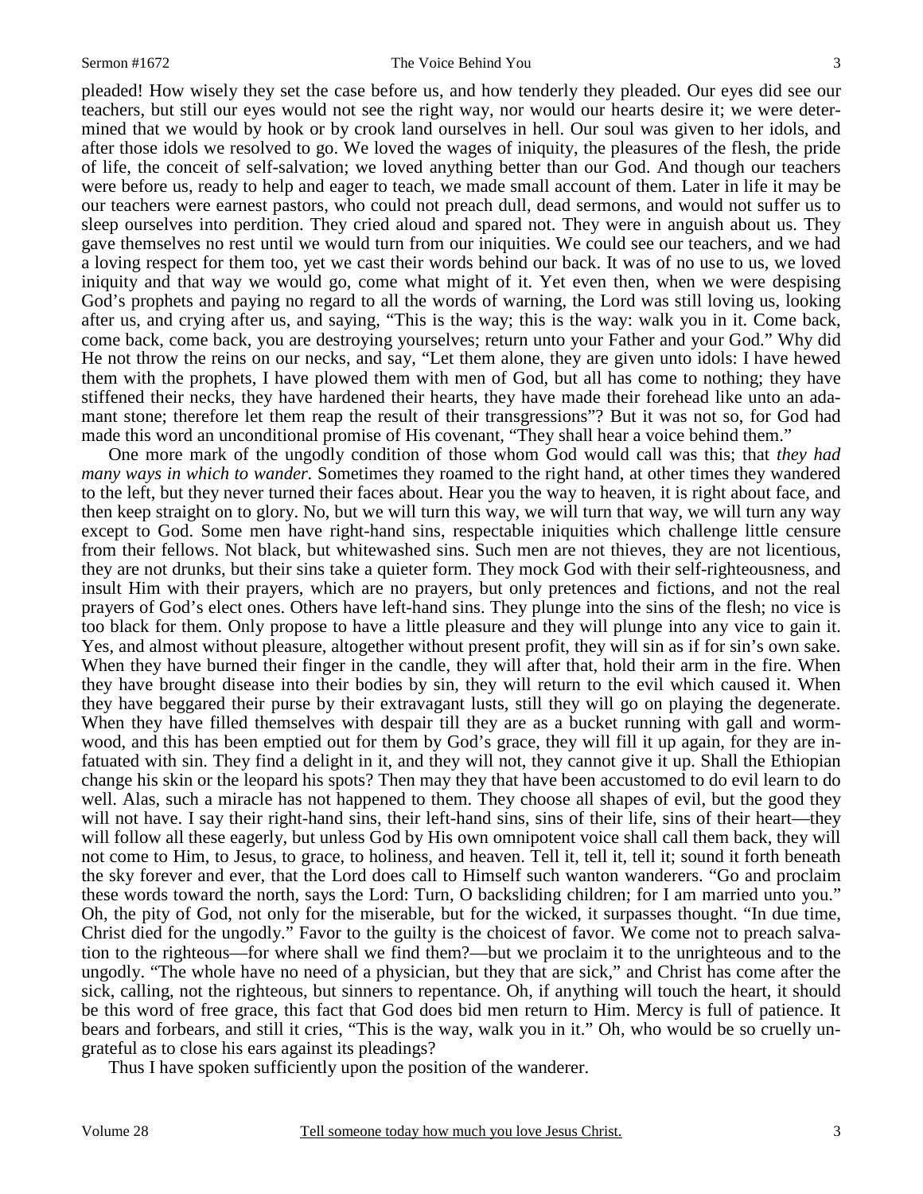pleaded! How wisely they set the case before us, and how tenderly they pleaded. Our eyes did see our teachers, but still our eyes would not see the right way, nor would our hearts desire it; we were determined that we would by hook or by crook land ourselves in hell. Our soul was given to her idols, and after those idols we resolved to go. We loved the wages of iniquity, the pleasures of the flesh, the pride of life, the conceit of self-salvation; we loved anything better than our God. And though our teachers were before us, ready to help and eager to teach, we made small account of them. Later in life it may be our teachers were earnest pastors, who could not preach dull, dead sermons, and would not suffer us to sleep ourselves into perdition. They cried aloud and spared not. They were in anguish about us. They gave themselves no rest until we would turn from our iniquities. We could see our teachers, and we had a loving respect for them too, yet we cast their words behind our back. It was of no use to us, we loved iniquity and that way we would go, come what might of it. Yet even then, when we were despising God's prophets and paying no regard to all the words of warning, the Lord was still loving us, looking after us, and crying after us, and saying, "This is the way; this is the way: walk you in it. Come back, come back, come back, you are destroying yourselves; return unto your Father and your God." Why did He not throw the reins on our necks, and say, "Let them alone, they are given unto idols: I have hewed them with the prophets, I have plowed them with men of God, but all has come to nothing; they have stiffened their necks, they have hardened their hearts, they have made their forehead like unto an adamant stone; therefore let them reap the result of their transgressions"? But it was not so, for God had made this word an unconditional promise of His covenant, "They shall hear a voice behind them."

One more mark of the ungodly condition of those whom God would call was this; that *they had many ways in which to wander*. Sometimes they roamed to the right hand, at other times they wandered to the left, but they never turned their faces about. Hear you the way to heaven, it is right about face, and then keep straight on to glory. No, but we will turn this way, we will turn that way, we will turn any way except to God. Some men have right-hand sins, respectable iniquities which challenge little censure from their fellows. Not black, but whitewashed sins. Such men are not thieves, they are not licentious, they are not drunks, but their sins take a quieter form. They mock God with their self-righteousness, and insult Him with their prayers, which are no prayers, but only pretences and fictions, and not the real prayers of God's elect ones. Others have left-hand sins. They plunge into the sins of the flesh; no vice is too black for them. Only propose to have a little pleasure and they will plunge into any vice to gain it. Yes, and almost without pleasure, altogether without present profit, they will sin as if for sin's own sake. When they have burned their finger in the candle, they will after that, hold their arm in the fire. When they have brought disease into their bodies by sin, they will return to the evil which caused it. When they have beggared their purse by their extravagant lusts, still they will go on playing the degenerate. When they have filled themselves with despair till they are as a bucket running with gall and wormwood, and this has been emptied out for them by God's grace, they will fill it up again, for they are infatuated with sin. They find a delight in it, and they will not, they cannot give it up. Shall the Ethiopian change his skin or the leopard his spots? Then may they that have been accustomed to do evil learn to do well. Alas, such a miracle has not happened to them. They choose all shapes of evil, but the good they will not have. I say their right-hand sins, their left-hand sins, sins of their life, sins of their heart—they will follow all these eagerly, but unless God by His own omnipotent voice shall call them back, they will not come to Him, to Jesus, to grace, to holiness, and heaven. Tell it, tell it, tell it; sound it forth beneath the sky forever and ever, that the Lord does call to Himself such wanton wanderers. "Go and proclaim these words toward the north, says the Lord: Turn, O backsliding children; for I am married unto you." Oh, the pity of God, not only for the miserable, but for the wicked, it surpasses thought. "In due time, Christ died for the ungodly." Favor to the guilty is the choicest of favor. We come not to preach salvation to the righteous—for where shall we find them?—but we proclaim it to the unrighteous and to the ungodly. "The whole have no need of a physician, but they that are sick," and Christ has come after the sick, calling, not the righteous, but sinners to repentance. Oh, if anything will touch the heart, it should be this word of free grace, this fact that God does bid men return to Him. Mercy is full of patience. It bears and forbears, and still it cries, "This is the way, walk you in it." Oh, who would be so cruelly ungrateful as to close his ears against its pleadings?

Thus I have spoken sufficiently upon the position of the wanderer.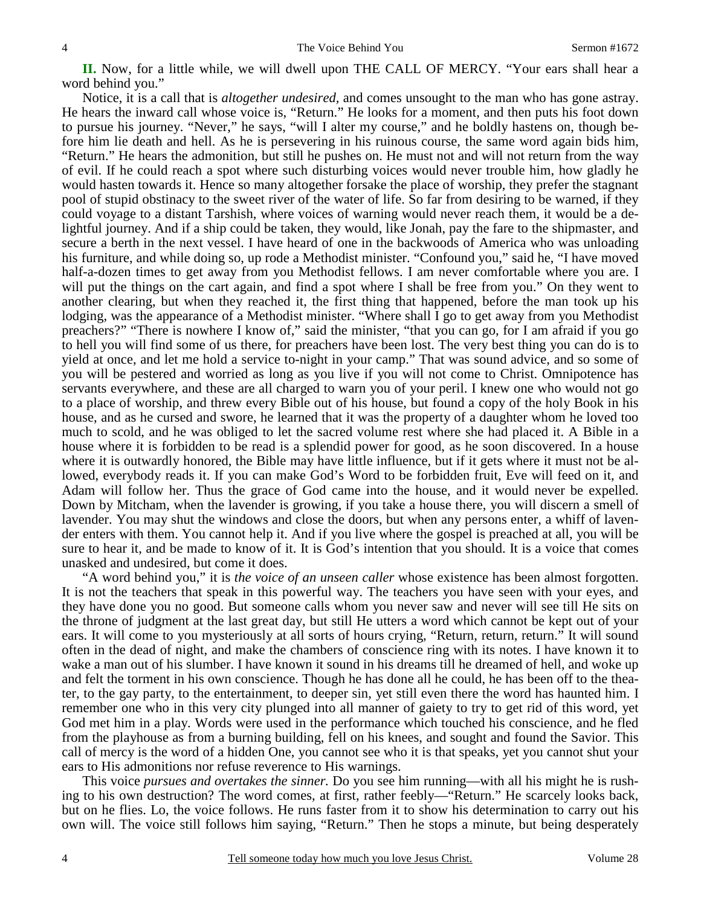**II.** Now, for a little while, we will dwell upon THE CALL OF MERCY. "Your ears shall hear a word behind you."

Notice, it is a call that is *altogether undesired*, and comes unsought to the man who has gone astray. He hears the inward call whose voice is, "Return." He looks for a moment, and then puts his foot down to pursue his journey. "Never," he says, "will I alter my course," and he boldly hastens on, though before him lie death and hell. As he is persevering in his ruinous course, the same word again bids him, "Return." He hears the admonition, but still he pushes on. He must not and will not return from the way of evil. If he could reach a spot where such disturbing voices would never trouble him, how gladly he would hasten towards it. Hence so many altogether forsake the place of worship, they prefer the stagnant pool of stupid obstinacy to the sweet river of the water of life. So far from desiring to be warned, if they could voyage to a distant Tarshish, where voices of warning would never reach them, it would be a delightful journey. And if a ship could be taken, they would, like Jonah, pay the fare to the shipmaster, and secure a berth in the next vessel. I have heard of one in the backwoods of America who was unloading his furniture, and while doing so, up rode a Methodist minister. "Confound you," said he, "I have moved half-a-dozen times to get away from you Methodist fellows. I am never comfortable where you are. I will put the things on the cart again, and find a spot where I shall be free from you." On they went to another clearing, but when they reached it, the first thing that happened, before the man took up his lodging, was the appearance of a Methodist minister. "Where shall I go to get away from you Methodist preachers?" "There is nowhere I know of," said the minister, "that you can go, for I am afraid if you go to hell you will find some of us there, for preachers have been lost. The very best thing you can do is to yield at once, and let me hold a service to-night in your camp." That was sound advice, and so some of you will be pestered and worried as long as you live if you will not come to Christ. Omnipotence has servants everywhere, and these are all charged to warn you of your peril. I knew one who would not go to a place of worship, and threw every Bible out of his house, but found a copy of the holy Book in his house, and as he cursed and swore, he learned that it was the property of a daughter whom he loved too much to scold, and he was obliged to let the sacred volume rest where she had placed it. A Bible in a house where it is forbidden to be read is a splendid power for good, as he soon discovered. In a house where it is outwardly honored, the Bible may have little influence, but if it gets where it must not be allowed, everybody reads it. If you can make God's Word to be forbidden fruit, Eve will feed on it, and Adam will follow her. Thus the grace of God came into the house, and it would never be expelled. Down by Mitcham, when the lavender is growing, if you take a house there, you will discern a smell of lavender. You may shut the windows and close the doors, but when any persons enter, a whiff of lavender enters with them. You cannot help it. And if you live where the gospel is preached at all, you will be sure to hear it, and be made to know of it. It is God's intention that you should. It is a voice that comes unasked and undesired, but come it does.

"A word behind you," it is *the voice of an unseen caller* whose existence has been almost forgotten. It is not the teachers that speak in this powerful way. The teachers you have seen with your eyes, and they have done you no good. But someone calls whom you never saw and never will see till He sits on the throne of judgment at the last great day, but still He utters a word which cannot be kept out of your ears. It will come to you mysteriously at all sorts of hours crying, "Return, return, return." It will sound often in the dead of night, and make the chambers of conscience ring with its notes. I have known it to wake a man out of his slumber. I have known it sound in his dreams till he dreamed of hell, and woke up and felt the torment in his own conscience. Though he has done all he could, he has been off to the theater, to the gay party, to the entertainment, to deeper sin, yet still even there the word has haunted him. I remember one who in this very city plunged into all manner of gaiety to try to get rid of this word, yet God met him in a play. Words were used in the performance which touched his conscience, and he fled from the playhouse as from a burning building, fell on his knees, and sought and found the Savior. This call of mercy is the word of a hidden One, you cannot see who it is that speaks, yet you cannot shut your ears to His admonitions nor refuse reverence to His warnings.

This voice *pursues and overtakes the sinner.* Do you see him running—with all his might he is rushing to his own destruction? The word comes, at first, rather feebly—"Return." He scarcely looks back, but on he flies. Lo, the voice follows. He runs faster from it to show his determination to carry out his own will. The voice still follows him saying, "Return." Then he stops a minute, but being desperately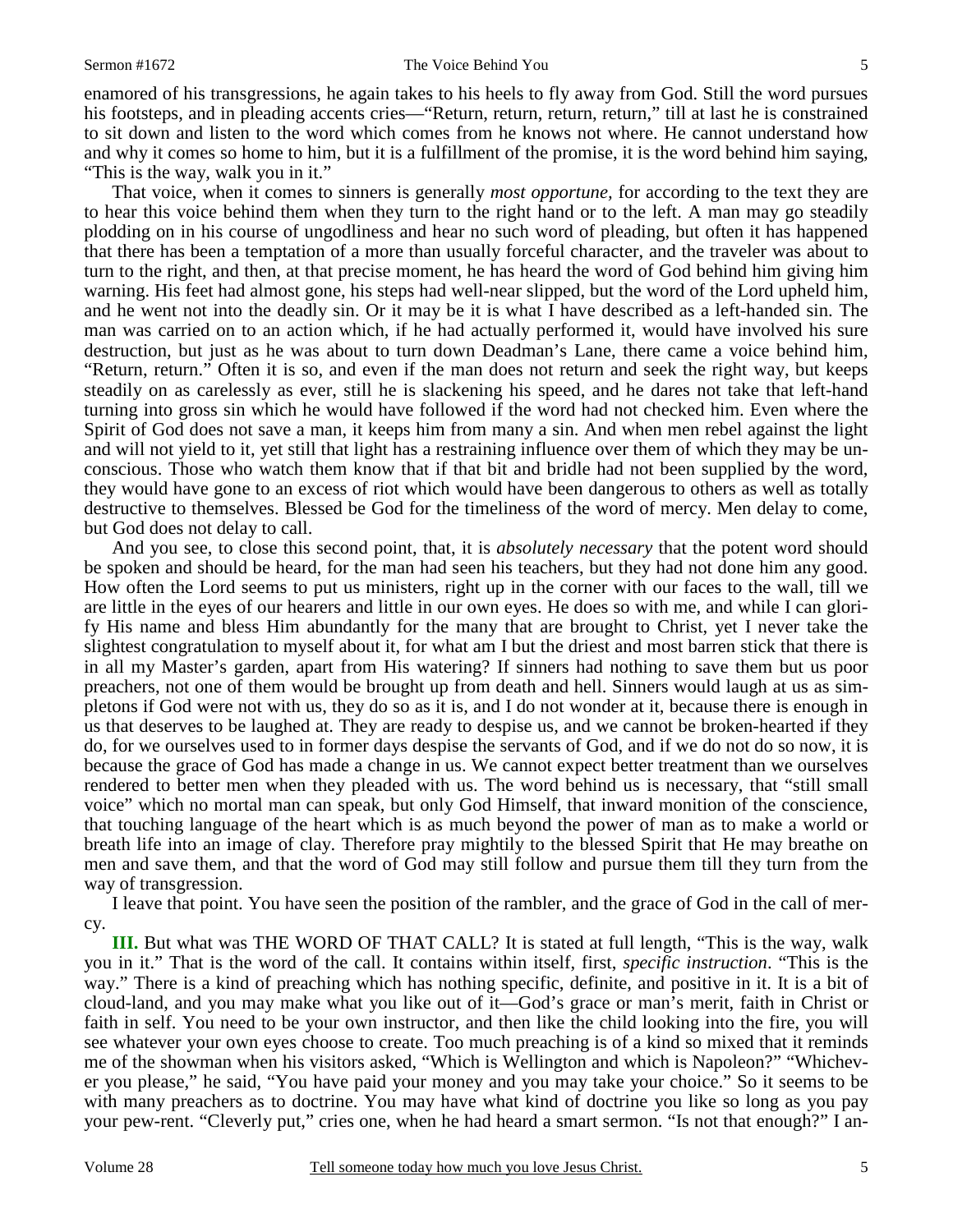enamored of his transgressions, he again takes to his heels to fly away from God. Still the word pursues his footsteps, and in pleading accents cries—"Return, return, return, return," till at last he is constrained to sit down and listen to the word which comes from he knows not where. He cannot understand how and why it comes so home to him, but it is a fulfillment of the promise, it is the word behind him saying, "This is the way, walk you in it."

That voice, when it comes to sinners is generally *most opportune,* for according to the text they are to hear this voice behind them when they turn to the right hand or to the left. A man may go steadily plodding on in his course of ungodliness and hear no such word of pleading, but often it has happened that there has been a temptation of a more than usually forceful character, and the traveler was about to turn to the right, and then, at that precise moment, he has heard the word of God behind him giving him warning. His feet had almost gone, his steps had well-near slipped, but the word of the Lord upheld him, and he went not into the deadly sin. Or it may be it is what I have described as a left-handed sin. The man was carried on to an action which, if he had actually performed it, would have involved his sure destruction, but just as he was about to turn down Deadman's Lane, there came a voice behind him, "Return, return." Often it is so, and even if the man does not return and seek the right way, but keeps steadily on as carelessly as ever, still he is slackening his speed, and he dares not take that left-hand turning into gross sin which he would have followed if the word had not checked him. Even where the Spirit of God does not save a man, it keeps him from many a sin. And when men rebel against the light and will not yield to it, yet still that light has a restraining influence over them of which they may be unconscious. Those who watch them know that if that bit and bridle had not been supplied by the word, they would have gone to an excess of riot which would have been dangerous to others as well as totally destructive to themselves. Blessed be God for the timeliness of the word of mercy. Men delay to come, but God does not delay to call.

And you see, to close this second point, that, it is *absolutely necessary* that the potent word should be spoken and should be heard, for the man had seen his teachers, but they had not done him any good. How often the Lord seems to put us ministers, right up in the corner with our faces to the wall, till we are little in the eyes of our hearers and little in our own eyes. He does so with me, and while I can glorify His name and bless Him abundantly for the many that are brought to Christ, yet I never take the slightest congratulation to myself about it, for what am I but the driest and most barren stick that there is in all my Master's garden, apart from His watering? If sinners had nothing to save them but us poor preachers, not one of them would be brought up from death and hell. Sinners would laugh at us as simpletons if God were not with us, they do so as it is, and I do not wonder at it, because there is enough in us that deserves to be laughed at. They are ready to despise us, and we cannot be broken-hearted if they do, for we ourselves used to in former days despise the servants of God, and if we do not do so now, it is because the grace of God has made a change in us. We cannot expect better treatment than we ourselves rendered to better men when they pleaded with us. The word behind us is necessary, that "still small voice" which no mortal man can speak, but only God Himself, that inward monition of the conscience, that touching language of the heart which is as much beyond the power of man as to make a world or breath life into an image of clay. Therefore pray mightily to the blessed Spirit that He may breathe on men and save them, and that the word of God may still follow and pursue them till they turn from the way of transgression.

I leave that point. You have seen the position of the rambler, and the grace of God in the call of mercy.

**III.** But what was THE WORD OF THAT CALL? It is stated at full length, "This is the way, walk you in it." That is the word of the call. It contains within itself, first, *specific instruction*. "This is the way." There is a kind of preaching which has nothing specific, definite, and positive in it. It is a bit of cloud-land, and you may make what you like out of it—God's grace or man's merit, faith in Christ or faith in self. You need to be your own instructor, and then like the child looking into the fire, you will see whatever your own eyes choose to create. Too much preaching is of a kind so mixed that it reminds me of the showman when his visitors asked, "Which is Wellington and which is Napoleon?" "Whichever you please," he said, "You have paid your money and you may take your choice." So it seems to be with many preachers as to doctrine. You may have what kind of doctrine you like so long as you pay your pew-rent. "Cleverly put," cries one, when he had heard a smart sermon. "Is not that enough?" I an-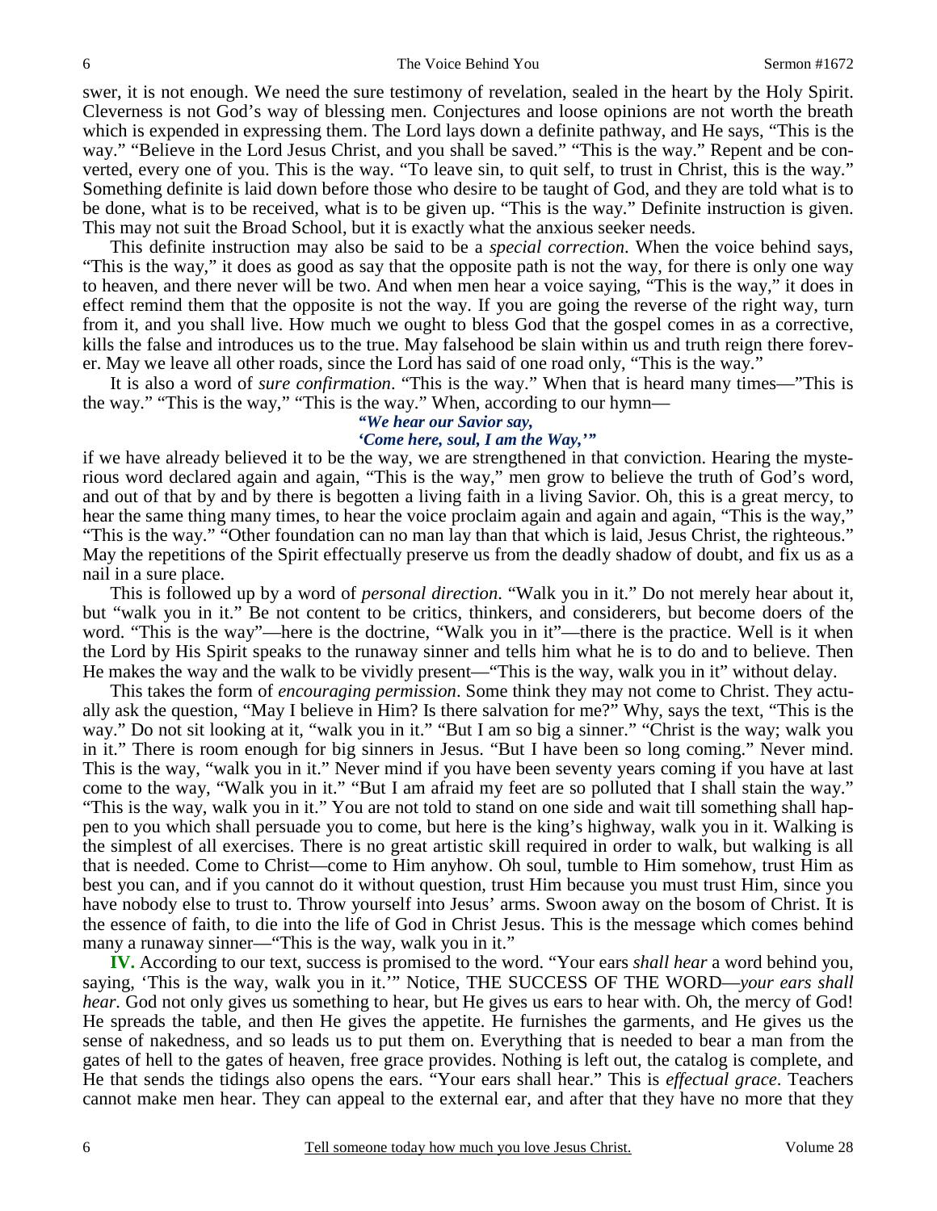swer, it is not enough. We need the sure testimony of revelation, sealed in the heart by the Holy Spirit. Cleverness is not God's way of blessing men. Conjectures and loose opinions are not worth the breath which is expended in expressing them. The Lord lays down a definite pathway, and He says, "This is the way." "Believe in the Lord Jesus Christ, and you shall be saved." "This is the way." Repent and be converted, every one of you. This is the way. "To leave sin, to quit self, to trust in Christ, this is the way." Something definite is laid down before those who desire to be taught of God, and they are told what is to be done, what is to be received, what is to be given up. "This is the way." Definite instruction is given. This may not suit the Broad School, but it is exactly what the anxious seeker needs.

This definite instruction may also be said to be a *special correction*. When the voice behind says, "This is the way," it does as good as say that the opposite path is not the way, for there is only one way to heaven, and there never will be two. And when men hear a voice saying, "This is the way," it does in effect remind them that the opposite is not the way. If you are going the reverse of the right way, turn from it, and you shall live. How much we ought to bless God that the gospel comes in as a corrective, kills the false and introduces us to the true. May falsehood be slain within us and truth reign there forever. May we leave all other roads, since the Lord has said of one road only, "This is the way."

It is also a word of *sure confirmation*. "This is the way." When that is heard many times—"This is the way." "This is the way," "This is the way." When, according to our hymn—

*"We hear our Savior say,*
*'Come here, soul, I am the Way,'"*

if we have already believed it to be the way, we are strengthened in that conviction. Hearing the mysterious word declared again and again, "This is the way," men grow to believe the truth of God's word, and out of that by and by there is begotten a living faith in a living Savior. Oh, this is a great mercy, to hear the same thing many times, to hear the voice proclaim again and again and again, "This is the way," "This is the way." "Other foundation can no man lay than that which is laid, Jesus Christ, the righteous." May the repetitions of the Spirit effectually preserve us from the deadly shadow of doubt, and fix us as a nail in a sure place.

This is followed up by a word of *personal direction*. "Walk you in it." Do not merely hear about it, but "walk you in it." Be not content to be critics, thinkers, and considerers, but become doers of the word. "This is the way"—here is the doctrine, "Walk you in it"—there is the practice. Well is it when the Lord by His Spirit speaks to the runaway sinner and tells him what he is to do and to believe. Then He makes the way and the walk to be vividly present—"This is the way, walk you in it" without delay.

This takes the form of *encouraging permission*. Some think they may not come to Christ. They actually ask the question, "May I believe in Him? Is there salvation for me?" Why, says the text, "This is the way." Do not sit looking at it, "walk you in it." "But I am so big a sinner." "Christ is the way; walk you in it." There is room enough for big sinners in Jesus. "But I have been so long coming." Never mind. This is the way, "walk you in it." Never mind if you have been seventy years coming if you have at last come to the way, "Walk you in it." "But I am afraid my feet are so polluted that I shall stain the way." "This is the way, walk you in it." You are not told to stand on one side and wait till something shall happen to you which shall persuade you to come, but here is the king's highway, walk you in it. Walking is the simplest of all exercises. There is no great artistic skill required in order to walk, but walking is all that is needed. Come to Christ—come to Him anyhow. Oh soul, tumble to Him somehow, trust Him as best you can, and if you cannot do it without question, trust Him because you must trust Him, since you have nobody else to trust to. Throw yourself into Jesus' arms. Swoon away on the bosom of Christ. It is the essence of faith, to die into the life of God in Christ Jesus. This is the message which comes behind many a runaway sinner—"This is the way, walk you in it."

**IV.** According to our text, success is promised to the word. "Your ears *shall hear* a word behind you, saying, 'This is the way, walk you in it.'" Notice, THE SUCCESS OF THE WORD—*your ears shall hear*. God not only gives us something to hear, but He gives us ears to hear with. Oh, the mercy of God! He spreads the table, and then He gives the appetite. He furnishes the garments, and He gives us the sense of nakedness, and so leads us to put them on. Everything that is needed to bear a man from the gates of hell to the gates of heaven, free grace provides. Nothing is left out, the catalog is complete, and He that sends the tidings also opens the ears. "Your ears shall hear." This is *effectual grace*. Teachers cannot make men hear. They can appeal to the external ear, and after that they have no more that they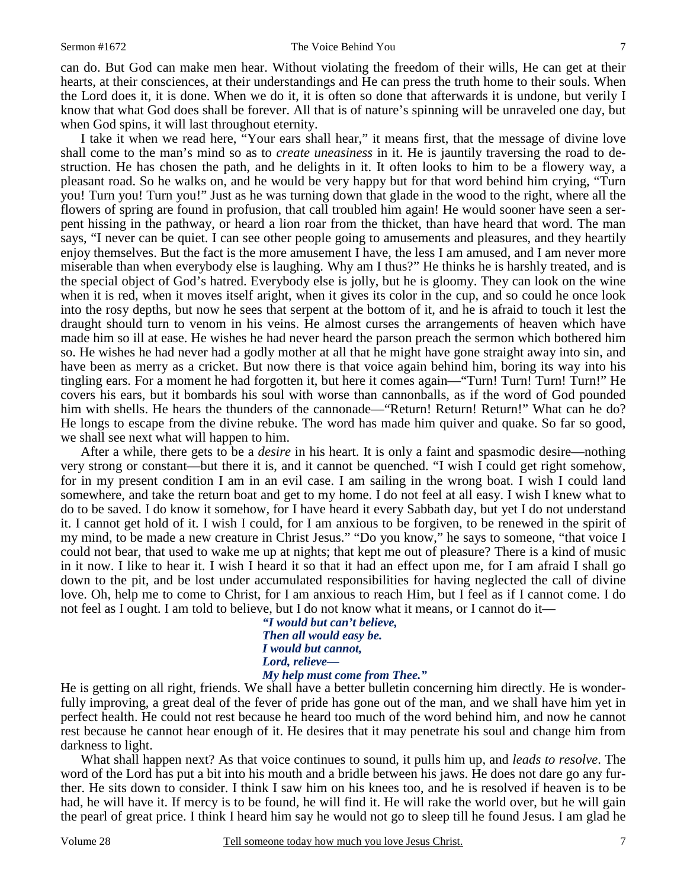can do. But God can make men hear. Without violating the freedom of their wills, He can get at their hearts, at their consciences, at their understandings and He can press the truth home to their souls. When the Lord does it, it is done. When we do it, it is often so done that afterwards it is undone, but verily I know that what God does shall be forever. All that is of nature's spinning will be unraveled one day, but when God spins, it will last throughout eternity.

I take it when we read here, "Your ears shall hear," it means first, that the message of divine love shall come to the man's mind so as to *create uneasiness* in it. He is jauntily traversing the road to destruction. He has chosen the path, and he delights in it. It often looks to him to be a flowery way, a pleasant road. So he walks on, and he would be very happy but for that word behind him crying, "Turn you! Turn you! Turn you!" Just as he was turning down that glade in the wood to the right, where all the flowers of spring are found in profusion, that call troubled him again! He would sooner have seen a serpent hissing in the pathway, or heard a lion roar from the thicket, than have heard that word. The man says, "I never can be quiet. I can see other people going to amusements and pleasures, and they heartily enjoy themselves. But the fact is the more amusement I have, the less I am amused, and I am never more miserable than when everybody else is laughing. Why am I thus?" He thinks he is harshly treated, and is the special object of God's hatred. Everybody else is jolly, but he is gloomy. They can look on the wine when it is red, when it moves itself aright, when it gives its color in the cup, and so could he once look into the rosy depths, but now he sees that serpent at the bottom of it, and he is afraid to touch it lest the draught should turn to venom in his veins. He almost curses the arrangements of heaven which have made him so ill at ease. He wishes he had never heard the parson preach the sermon which bothered him so. He wishes he had never had a godly mother at all that he might have gone straight away into sin, and have been as merry as a cricket. But now there is that voice again behind him, boring its way into his tingling ears. For a moment he had forgotten it, but here it comes again—"Turn! Turn! Turn! Turn!" He covers his ears, but it bombards his soul with worse than cannonballs, as if the word of God pounded him with shells. He hears the thunders of the cannonade—"Return! Return! Return!" What can he do? He longs to escape from the divine rebuke. The word has made him quiver and quake. So far so good, we shall see next what will happen to him.

After a while, there gets to be a *desire* in his heart. It is only a faint and spasmodic desire—nothing very strong or constant—but there it is, and it cannot be quenched. "I wish I could get right somehow, for in my present condition I am in an evil case. I am sailing in the wrong boat. I wish I could land somewhere, and take the return boat and get to my home. I do not feel at all easy. I wish I knew what to do to be saved. I do know it somehow, for I have heard it every Sabbath day, but yet I do not understand it. I cannot get hold of it. I wish I could, for I am anxious to be forgiven, to be renewed in the spirit of my mind, to be made a new creature in Christ Jesus." "Do you know," he says to someone, "that voice I could not bear, that used to wake me up at nights; that kept me out of pleasure? There is a kind of music in it now. I like to hear it. I wish I heard it so that it had an effect upon me, for I am afraid I shall go down to the pit, and be lost under accumulated responsibilities for having neglected the call of divine love. Oh, help me to come to Christ, for I am anxious to reach Him, but I feel as if I cannot come. I do not feel as I ought. I am told to believe, but I do not know what it means, or I cannot do it—

> ***"I would but can't believe,***
> ***Then all would easy be.***
> ***I would but cannot,***
> ***Lord, relieve—***
> ***My help must come from Thee."***

He is getting on all right, friends. We shall have a better bulletin concerning him directly. He is wonderfully improving, a great deal of the fever of pride has gone out of the man, and we shall have him yet in perfect health. He could not rest because he heard too much of the word behind him, and now he cannot rest because he cannot hear enough of it. He desires that it may penetrate his soul and change him from darkness to light.

What shall happen next? As that voice continues to sound, it pulls him up, and *leads to resolve*. The word of the Lord has put a bit into his mouth and a bridle between his jaws. He does not dare go any further. He sits down to consider. I think I saw him on his knees too, and he is resolved if heaven is to be had, he will have it. If mercy is to be found, he will find it. He will rake the world over, but he will gain the pearl of great price. I think I heard him say he would not go to sleep till he found Jesus. I am glad he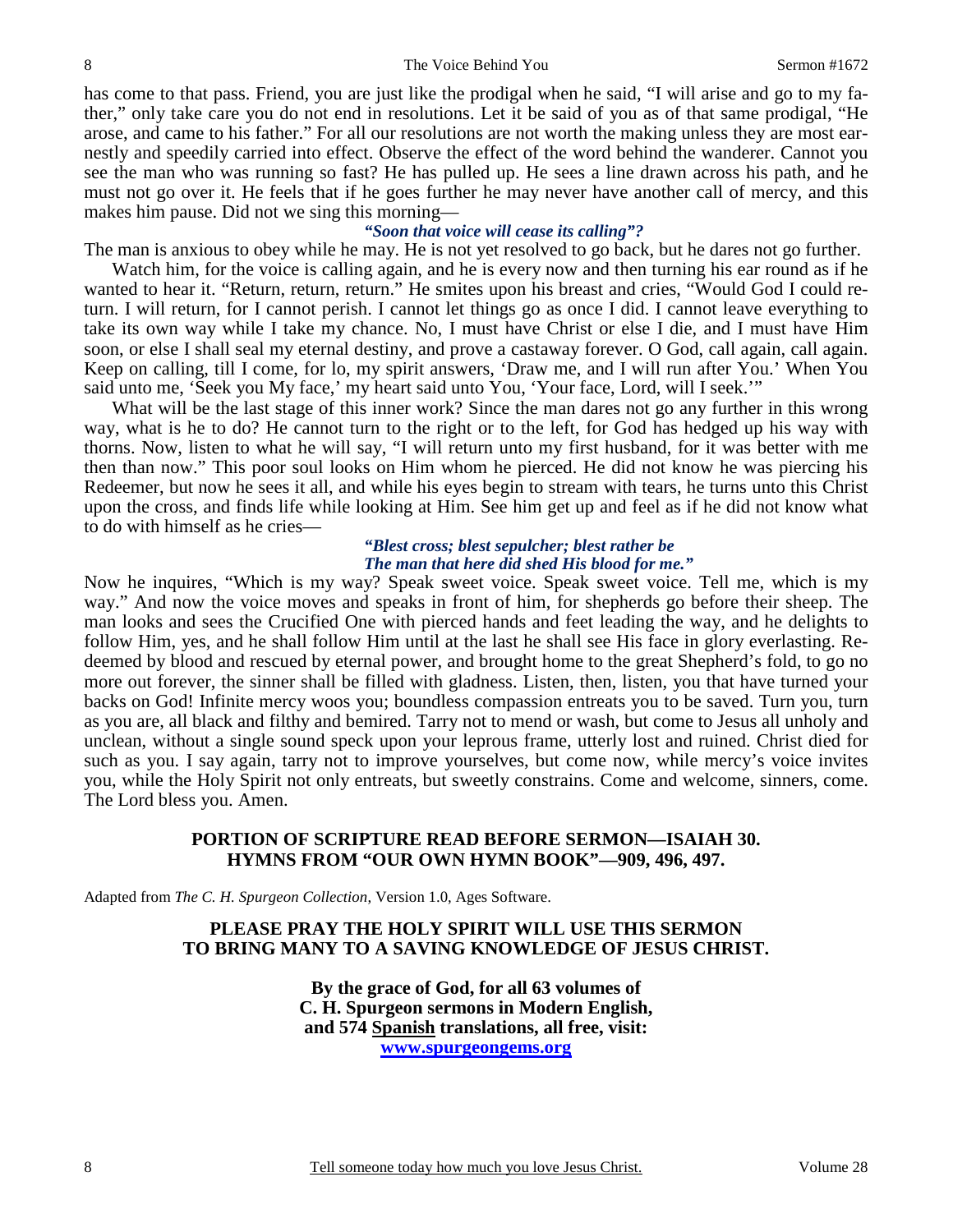has come to that pass. Friend, you are just like the prodigal when he said, "I will arise and go to my father," only take care you do not end in resolutions. Let it be said of you as of that same prodigal, "He arose, and came to his father." For all our resolutions are not worth the making unless they are most earnestly and speedily carried into effect. Observe the effect of the word behind the wanderer. Cannot you see the man who was running so fast? He has pulled up. He sees a line drawn across his path, and he must not go over it. He feels that if he goes further he may never have another call of mercy, and this makes him pause. Did not we sing this morning—

*"Soon that voice will cease its calling"?*

The man is anxious to obey while he may. He is not yet resolved to go back, but he dares not go further.

Watch him, for the voice is calling again, and he is every now and then turning his ear round as if he wanted to hear it. "Return, return, return." He smites upon his breast and cries, "Would God I could return. I will return, for I cannot perish. I cannot let things go as once I did. I cannot leave everything to take its own way while I take my chance. No, I must have Christ or else I die, and I must have Him soon, or else I shall seal my eternal destiny, and prove a castaway forever. O God, call again, call again. Keep on calling, till I come, for lo, my spirit answers, 'Draw me, and I will run after You.' When You said unto me, 'Seek you My face,' my heart said unto You, 'Your face, Lord, will I seek.'"

What will be the last stage of this inner work? Since the man dares not go any further in this wrong way, what is he to do? He cannot turn to the right or to the left, for God has hedged up his way with thorns. Now, listen to what he will say, "I will return unto my first husband, for it was better with me then than now." This poor soul looks on Him whom he pierced. He did not know he was piercing his Redeemer, but now he sees it all, and while his eyes begin to stream with tears, he turns unto this Christ upon the cross, and finds life while looking at Him. See him get up and feel as if he did not know what to do with himself as he cries—

*"Blest cross; blest sepulcher; blest rather be*
*The man that here did shed His blood for me."*

Now he inquires, "Which is my way? Speak sweet voice. Speak sweet voice. Tell me, which is my way." And now the voice moves and speaks in front of him, for shepherds go before their sheep. The man looks and sees the Crucified One with pierced hands and feet leading the way, and he delights to follow Him, yes, and he shall follow Him until at the last he shall see His face in glory everlasting. Redeemed by blood and rescued by eternal power, and brought home to the great Shepherd's fold, to go no more out forever, the sinner shall be filled with gladness. Listen, then, listen, you that have turned your backs on God! Infinite mercy woos you; boundless compassion entreats you to be saved. Turn you, turn as you are, all black and filthy and bemired. Tarry not to mend or wash, but come to Jesus all unholy and unclean, without a single sound speck upon your leprous frame, utterly lost and ruined. Christ died for such as you. I say again, tarry not to improve yourselves, but come now, while mercy's voice invites you, while the Holy Spirit not only entreats, but sweetly constrains. Come and welcome, sinners, come. The Lord bless you. Amen.

**PORTION OF SCRIPTURE READ BEFORE SERMON—ISAIAH 30.**
**HYMNS FROM "OUR OWN HYMN BOOK"—909, 496, 497.**

Adapted from *The C. H. Spurgeon Collection,* Version 1.0, Ages Software.

**PLEASE PRAY THE HOLY SPIRIT WILL USE THIS SERMON TO BRING MANY TO A SAVING KNOWLEDGE OF JESUS CHRIST.**

**By the grace of God, for all 63 volumes of C. H. Spurgeon sermons in Modern English, and 574 Spanish translations, all free, visit: www.spurgeongems.org**